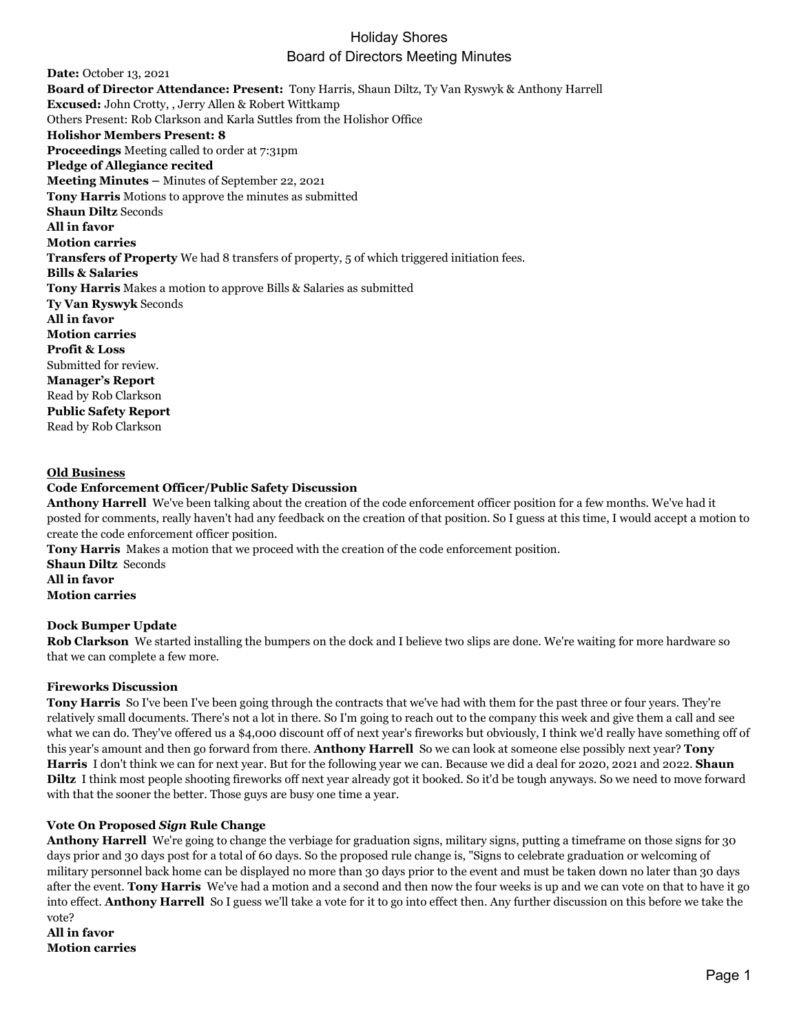# Holiday Shores
## Board of Directors Meeting Minutes

**Date:** October 13, 2021
**Board of Director Attendance: Present:** Tony Harris, Shaun Diltz, Ty Van Ryswyk & Anthony Harrell
**Excused:** John Crotty, , Jerry Allen & Robert Wittkamp
Others Present: Rob Clarkson and Karla Suttles from the Holishor Office
**Holishor Members Present: 8**
**Proceedings** Meeting called to order at 7:31pm
**Pledge of Allegiance recited**
**Meeting Minutes –** Minutes of September 22, 2021
**Tony Harris** Motions to approve the minutes as submitted
**Shaun Diltz** Seconds
**All in favor**
**Motion carries**
**Transfers of Property** We had 8 transfers of property, 5 of which triggered initiation fees.
**Bills & Salaries**
**Tony Harris** Makes a motion to approve Bills & Salaries as submitted
**Ty Van Ryswyk** Seconds
**All in favor**
**Motion carries**
**Profit & Loss**
Submitted for review.
**Manager's Report**
Read by Rob Clarkson
**Public Safety Report**
Read by Rob Clarkson

**Old Business**

**Code Enforcement Officer/Public Safety Discussion**
**Anthony Harrell** We've been talking about the creation of the code enforcement officer position for a few months. We've had it posted for comments, really haven't had any feedback on the creation of that position. So I guess at this time, I would accept a motion to create the code enforcement officer position.
**Tony Harris** Makes a motion that we proceed with the creation of the code enforcement position.
**Shaun Diltz** Seconds
**All in favor**
**Motion carries**

**Dock Bumper Update**
**Rob Clarkson** We started installing the bumpers on the dock and I believe two slips are done. We're waiting for more hardware so that we can complete a few more.

**Fireworks Discussion**
**Tony Harris** So I've been I've been going through the contracts that we've had with them for the past three or four years. They're relatively small documents. There's not a lot in there. So I'm going to reach out to the company this week and give them a call and see what we can do. They've offered us a $4,000 discount off of next year's fireworks but obviously, I think we'd really have something off of this year's amount and then go forward from there. **Anthony Harrell** So we can look at someone else possibly next year? **Tony Harris** I don't think we can for next year. But for the following year we can. Because we did a deal for 2020, 2021 and 2022. **Shaun Diltz** I think most people shooting fireworks off next year already got it booked. So it'd be tough anyways. So we need to move forward with that the sooner the better. Those guys are busy one time a year.

**Vote On Proposed *Sign* Rule Change**
**Anthony Harrell** We're going to change the verbiage for graduation signs, military signs, putting a timeframe on those signs for 30 days prior and 30 days post for a total of 60 days. So the proposed rule change is, "Signs to celebrate graduation or welcoming of military personnel back home can be displayed no more than 30 days prior to the event and must be taken down no later than 30 days after the event. **Tony Harris** We've had a motion and a second and then now the four weeks is up and we can vote on that to have it go into effect. **Anthony Harrell** So I guess we'll take a vote for it to go into effect then. Any further discussion on this before we take the vote?
**All in favor**
**Motion carries**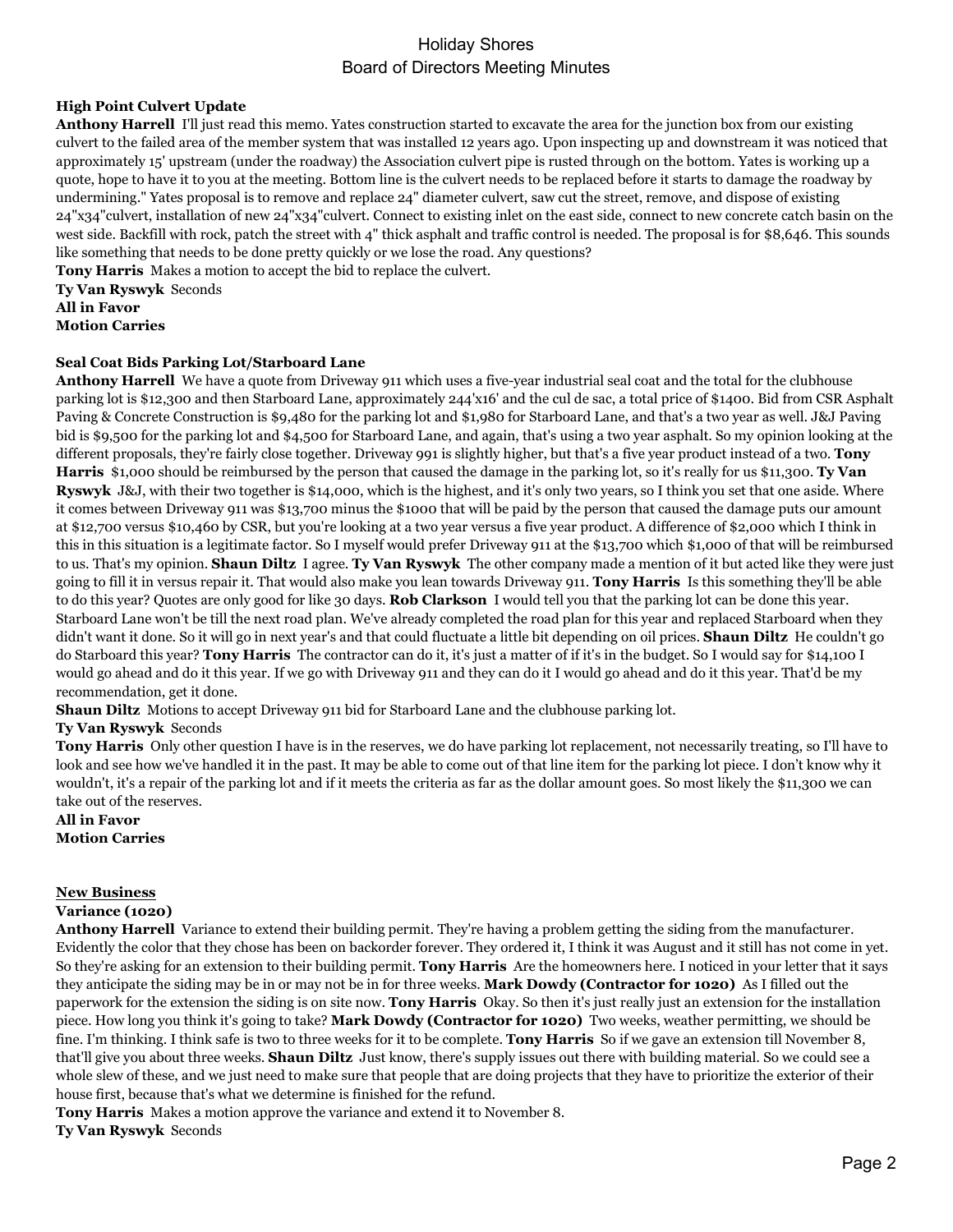**High Point Culvert Update**

**Anthony Harrell** I'll just read this memo. Yates construction started to excavate the area for the junction box from our existing culvert to the failed area of the member system that was installed 12 years ago. Upon inspecting up and downstream it was noticed that approximately 15' upstream (under the roadway) the Association culvert pipe is rusted through on the bottom. Yates is working up a quote, hope to have it to you at the meeting. Bottom line is the culvert needs to be replaced before it starts to damage the roadway by undermining." Yates proposal is to remove and replace 24" diameter culvert, saw cut the street, remove, and dispose of existing 24"x34"culvert, installation of new 24"x34"culvert. Connect to existing inlet on the east side, connect to new concrete catch basin on the west side. Backfill with rock, patch the street with 4" thick asphalt and traffic control is needed. The proposal is for $8,646. This sounds like something that needs to be done pretty quickly or we lose the road. Any questions?

**Tony Harris** Makes a motion to accept the bid to replace the culvert.

**Ty Van Ryswyk** Seconds

**All in Favor**

**Motion Carries**

**Seal Coat Bids Parking Lot/Starboard Lane**

**Anthony Harrell** We have a quote from Driveway 911 which uses a five-year industrial seal coat and the total for the clubhouse parking lot is $12,300 and then Starboard Lane, approximately 244'x16' and the cul de sac, a total price of $1400. Bid from CSR Asphalt Paving & Concrete Construction is $9,480 for the parking lot and $1,980 for Starboard Lane, and that's a two year as well. J&J Paving bid is $9,500 for the parking lot and $4,500 for Starboard Lane, and again, that's using a two year asphalt. So my opinion looking at the different proposals, they're fairly close together. Driveway 991 is slightly higher, but that's a five year product instead of a two. **Tony Harris** $1,000 should be reimbursed by the person that caused the damage in the parking lot, so it's really for us $11,300. **Ty Van Ryswyk** J&J, with their two together is $14,000, which is the highest, and it's only two years, so I think you set that one aside. Where it comes between Driveway 911 was $13,700 minus the $1000 that will be paid by the person that caused the damage puts our amount at $12,700 versus $10,460 by CSR, but you're looking at a two year versus a five year product. A difference of $2,000 which I think in this in this situation is a legitimate factor. So I myself would prefer Driveway 911 at the $13,700 which $1,000 of that will be reimbursed to us. That's my opinion. **Shaun Diltz** I agree. **Ty Van Ryswyk** The other company made a mention of it but acted like they were just going to fill it in versus repair it. That would also make you lean towards Driveway 911. **Tony Harris** Is this something they'll be able to do this year? Quotes are only good for like 30 days. **Rob Clarkson** I would tell you that the parking lot can be done this year. Starboard Lane won't be till the next road plan. We've already completed the road plan for this year and replaced Starboard when they didn't want it done. So it will go in next year's and that could fluctuate a little bit depending on oil prices. **Shaun Diltz** He couldn't go do Starboard this year? **Tony Harris** The contractor can do it, it's just a matter of if it's in the budget. So I would say for $14,100 I would go ahead and do it this year. If we go with Driveway 911 and they can do it I would go ahead and do it this year. That'd be my recommendation, get it done.

**Shaun Diltz** Motions to accept Driveway 911 bid for Starboard Lane and the clubhouse parking lot.

**Ty Van Ryswyk** Seconds

**Tony Harris** Only other question I have is in the reserves, we do have parking lot replacement, not necessarily treating, so I'll have to look and see how we've handled it in the past. It may be able to come out of that line item for the parking lot piece. I don't know why it wouldn't, it's a repair of the parking lot and if it meets the criteria as far as the dollar amount goes. So most likely the $11,300 we can take out of the reserves.

**All in Favor**

**Motion Carries**

## New Business

**Variance (1020)**

**Anthony Harrell** Variance to extend their building permit. They're having a problem getting the siding from the manufacturer. Evidently the color that they chose has been on backorder forever. They ordered it, I think it was August and it still has not come in yet. So they're asking for an extension to their building permit. **Tony Harris** Are the homeowners here. I noticed in your letter that it says they anticipate the siding may be in or may not be in for three weeks. **Mark Dowdy (Contractor for 1020)** As I filled out the paperwork for the extension the siding is on site now. **Tony Harris** Okay. So then it's just really just an extension for the installation piece. How long you think it's going to take? **Mark Dowdy (Contractor for 1020)** Two weeks, weather permitting, we should be fine. I'm thinking. I think safe is two to three weeks for it to be complete. **Tony Harris** So if we gave an extension till November 8, that'll give you about three weeks. **Shaun Diltz** Just know, there's supply issues out there with building material. So we could see a whole slew of these, and we just need to make sure that people that are doing projects that they have to prioritize the exterior of their house first, because that's what we determine is finished for the refund.

**Tony Harris** Makes a motion approve the variance and extend it to November 8.

**Ty Van Ryswyk** Seconds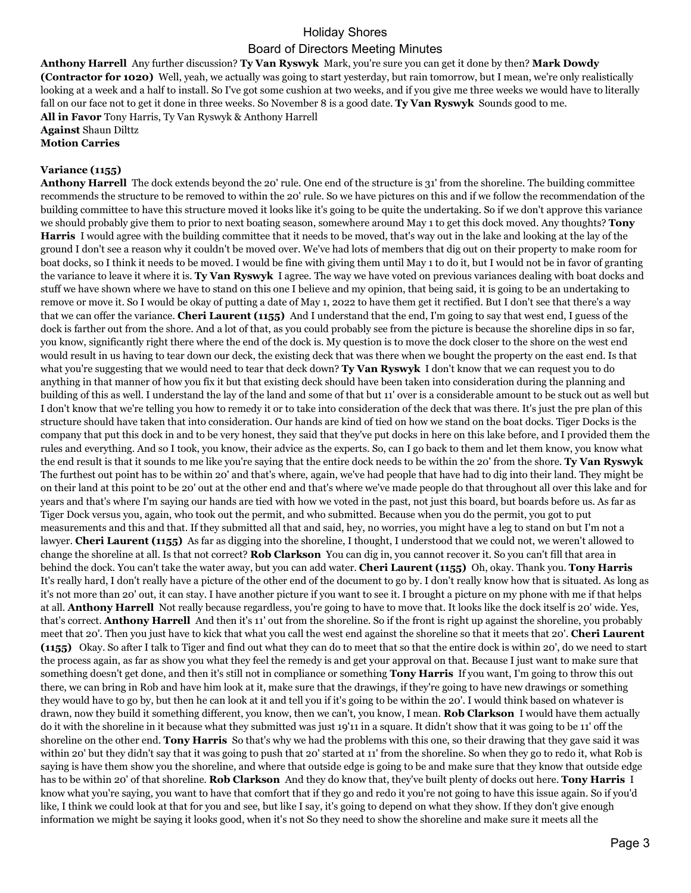**Anthony Harrell** Any further discussion? **Ty Van Ryswyk** Mark, you're sure you can get it done by then? **Mark Dowdy (Contractor for 1020)** Well, yeah, we actually was going to start yesterday, but rain tomorrow, but I mean, we're only realistically looking at a week and a half to install. So I've got some cushion at two weeks, and if you give me three weeks we would have to literally fall on our face not to get it done in three weeks. So November 8 is a good date. **Ty Van Ryswyk** Sounds good to me.
**All in Favor** Tony Harris, Ty Van Ryswyk & Anthony Harrell
**Against** Shaun Dilttz
**Motion Carries**

**Variance (1155)**
**Anthony Harrell** The dock extends beyond the 20' rule. One end of the structure is 31' from the shoreline. The building committee recommends the structure to be removed to within the 20' rule. So we have pictures on this and if we follow the recommendation of the building committee to have this structure moved it looks like it's going to be quite the undertaking. So if we don't approve this variance we should probably give them to prior to next boating season, somewhere around May 1 to get this dock moved. Any thoughts? **Tony Harris** I would agree with the building committee that it needs to be moved, that's way out in the lake and looking at the lay of the ground I don't see a reason why it couldn't be moved over. We've had lots of members that dig out on their property to make room for boat docks, so I think it needs to be moved. I would be fine with giving them until May 1 to do it, but I would not be in favor of granting the variance to leave it where it is. **Ty Van Ryswyk** I agree. The way we have voted on previous variances dealing with boat docks and stuff we have shown where we have to stand on this one I believe and my opinion, that being said, it is going to be an undertaking to remove or move it. So I would be okay of putting a date of May 1, 2022 to have them get it rectified. But I don't see that there's a way that we can offer the variance. **Cheri Laurent (1155)** And I understand that the end, I'm going to say that west end, I guess of the dock is farther out from the shore. And a lot of that, as you could probably see from the picture is because the shoreline dips in so far, you know, significantly right there where the end of the dock is. My question is to move the dock closer to the shore on the west end would result in us having to tear down our deck, the existing deck that was there when we bought the property on the east end. Is that what you're suggesting that we would need to tear that deck down? **Ty Van Ryswyk** I don't know that we can request you to do anything in that manner of how you fix it but that existing deck should have been taken into consideration during the planning and building of this as well. I understand the lay of the land and some of that but 11' over is a considerable amount to be stuck out as well but I don't know that we're telling you how to remedy it or to take into consideration of the deck that was there. It's just the pre plan of this structure should have taken that into consideration. Our hands are kind of tied on how we stand on the boat docks. Tiger Docks is the company that put this dock in and to be very honest, they said that they've put docks in here on this lake before, and I provided them the rules and everything. And so I took, you know, their advice as the experts. So, can I go back to them and let them know, you know what the end result is that it sounds to me like you're saying that the entire dock needs to be within the 20' from the shore. **Ty Van Ryswyk** The furthest out point has to be within 20' and that's where, again, we've had people that have had to dig into their land. They might be on their land at this point to be 20' out at the other end and that's where we've made people do that throughout all over this lake and for years and that's where I'm saying our hands are tied with how we voted in the past, not just this board, but boards before us. As far as Tiger Dock versus you, again, who took out the permit, and who submitted. Because when you do the permit, you got to put measurements and this and that. If they submitted all that and said, hey, no worries, you might have a leg to stand on but I'm not a lawyer. **Cheri Laurent (1155)** As far as digging into the shoreline, I thought, I understood that we could not, we weren't allowed to change the shoreline at all. Is that not correct? **Rob Clarkson** You can dig in, you cannot recover it. So you can't fill that area in behind the dock. You can't take the water away, but you can add water. **Cheri Laurent (1155)** Oh, okay. Thank you. **Tony Harris** It's really hard, I don't really have a picture of the other end of the document to go by. I don't really know how that is situated. As long as it's not more than 20' out, it can stay. I have another picture if you want to see it. I brought a picture on my phone with me if that helps at all. **Anthony Harrell** Not really because regardless, you're going to have to move that. It looks like the dock itself is 20' wide. Yes, that's correct. **Anthony Harrell** And then it's 11' out from the shoreline. So if the front is right up against the shoreline, you probably meet that 20'. Then you just have to kick that what you call the west end against the shoreline so that it meets that 20'. **Cheri Laurent (1155)** Okay. So after I talk to Tiger and find out what they can do to meet that so that the entire dock is within 20', do we need to start the process again, as far as show you what they feel the remedy is and get your approval on that. Because I just want to make sure that something doesn't get done, and then it's still not in compliance or something **Tony Harris** If you want, I'm going to throw this out there, we can bring in Rob and have him look at it, make sure that the drawings, if they're going to have new drawings or something they would have to go by, but then he can look at it and tell you if it's going to be within the 20'. I would think based on whatever is drawn, now they build it something different, you know, then we can't, you know, I mean. **Rob Clarkson** I would have them actually do it with the shoreline in it because what they submitted was just 19'11 in a square. It didn't show that it was going to be 11' off the shoreline on the other end. **Tony Harris** So that's why we had the problems with this one, so their drawing that they gave said it was within 20' but they didn't say that it was going to push that 20' started at 11' from the shoreline. So when they go to redo it, what Rob is saying is have them show you the shoreline, and where that outside edge is going to be and make sure that they know that outside edge has to be within 20' of that shoreline. **Rob Clarkson** And they do know that, they've built plenty of docks out here. **Tony Harris** I know what you're saying, you want to have that comfort that if they go and redo it you're not going to have this issue again. So if you'd like, I think we could look at that for you and see, but like I say, it's going to depend on what they show. If they don't give enough information we might be saying it looks good, when it's not So they need to show the shoreline and make sure it meets all the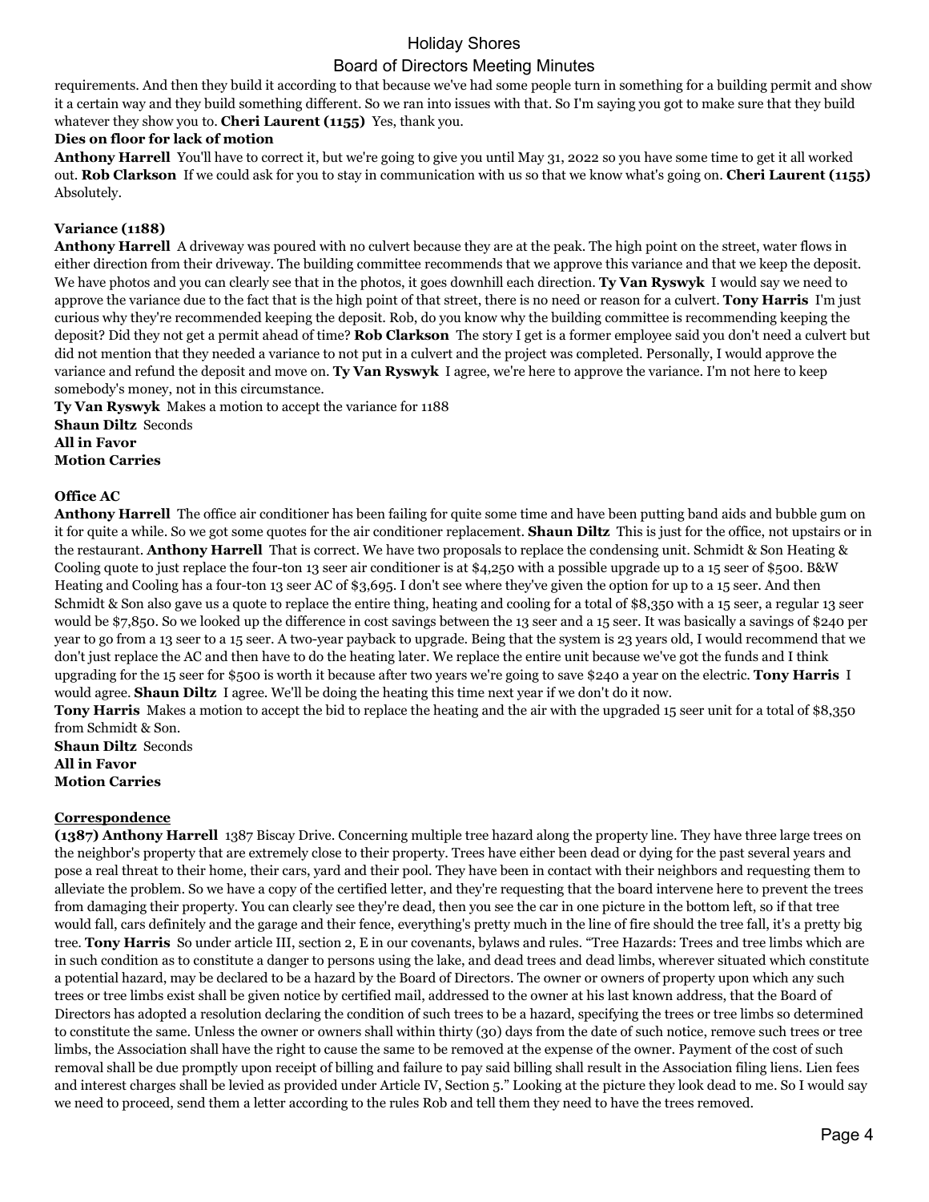requirements. And then they build it according to that because we've had some people turn in something for a building permit and show it a certain way and they build something different. So we ran into issues with that. So I'm saying you got to make sure that they build whatever they show you to. **Cheri Laurent (1155)** Yes, thank you.

**Dies on floor for lack of motion**

**Anthony Harrell** You'll have to correct it, but we're going to give you until May 31, 2022 so you have some time to get it all worked out. **Rob Clarkson** If we could ask for you to stay in communication with us so that we know what's going on. **Cheri Laurent (1155)** Absolutely.

**Variance (1188)**

**Anthony Harrell** A driveway was poured with no culvert because they are at the peak. The high point on the street, water flows in either direction from their driveway. The building committee recommends that we approve this variance and that we keep the deposit. We have photos and you can clearly see that in the photos, it goes downhill each direction. **Ty Van Ryswyk** I would say we need to approve the variance due to the fact that is the high point of that street, there is no need or reason for a culvert. **Tony Harris** I'm just curious why they're recommended keeping the deposit. Rob, do you know why the building committee is recommending keeping the deposit? Did they not get a permit ahead of time? **Rob Clarkson** The story I get is a former employee said you don't need a culvert but did not mention that they needed a variance to not put in a culvert and the project was completed. Personally, I would approve the variance and refund the deposit and move on. **Ty Van Ryswyk** I agree, we're here to approve the variance. I'm not here to keep somebody's money, not in this circumstance.

**Ty Van Ryswyk** Makes a motion to accept the variance for 1188

**Shaun Diltz** Seconds

**All in Favor**

**Motion Carries**

**Office AC**

**Anthony Harrell** The office air conditioner has been failing for quite some time and have been putting band aids and bubble gum on it for quite a while. So we got some quotes for the air conditioner replacement. **Shaun Diltz** This is just for the office, not upstairs or in the restaurant. **Anthony Harrell** That is correct. We have two proposals to replace the condensing unit. Schmidt & Son Heating & Cooling quote to just replace the four-ton 13 seer air conditioner is at $4,250 with a possible upgrade up to a 15 seer of $500. B&W Heating and Cooling has a four-ton 13 seer AC of $3,695. I don't see where they've given the option for up to a 15 seer. And then Schmidt & Son also gave us a quote to replace the entire thing, heating and cooling for a total of $8,350 with a 15 seer, a regular 13 seer would be $7,850. So we looked up the difference in cost savings between the 13 seer and a 15 seer. It was basically a savings of $240 per year to go from a 13 seer to a 15 seer. A two-year payback to upgrade. Being that the system is 23 years old, I would recommend that we don't just replace the AC and then have to do the heating later. We replace the entire unit because we've got the funds and I think upgrading for the 15 seer for $500 is worth it because after two years we're going to save $240 a year on the electric. **Tony Harris** I would agree. **Shaun Diltz** I agree. We'll be doing the heating this time next year if we don't do it now.

**Tony Harris** Makes a motion to accept the bid to replace the heating and the air with the upgraded 15 seer unit for a total of $8,350 from Schmidt & Son.

**Shaun Diltz** Seconds

**All in Favor**

**Motion Carries**

**Correspondence**

**(1387) Anthony Harrell** 1387 Biscay Drive. Concerning multiple tree hazard along the property line. They have three large trees on the neighbor's property that are extremely close to their property. Trees have either been dead or dying for the past several years and pose a real threat to their home, their cars, yard and their pool. They have been in contact with their neighbors and requesting them to alleviate the problem. So we have a copy of the certified letter, and they're requesting that the board intervene here to prevent the trees from damaging their property. You can clearly see they're dead, then you see the car in one picture in the bottom left, so if that tree would fall, cars definitely and the garage and their fence, everything's pretty much in the line of fire should the tree fall, it's a pretty big tree. **Tony Harris** So under article III, section 2, E in our covenants, bylaws and rules. "Tree Hazards: Trees and tree limbs which are in such condition as to constitute a danger to persons using the lake, and dead trees and dead limbs, wherever situated which constitute a potential hazard, may be declared to be a hazard by the Board of Directors. The owner or owners of property upon which any such trees or tree limbs exist shall be given notice by certified mail, addressed to the owner at his last known address, that the Board of Directors has adopted a resolution declaring the condition of such trees to be a hazard, specifying the trees or tree limbs so determined to constitute the same. Unless the owner or owners shall within thirty (30) days from the date of such notice, remove such trees or tree limbs, the Association shall have the right to cause the same to be removed at the expense of the owner. Payment of the cost of such removal shall be due promptly upon receipt of billing and failure to pay said billing shall result in the Association filing liens. Lien fees and interest charges shall be levied as provided under Article IV, Section 5." Looking at the picture they look dead to me. So I would say we need to proceed, send them a letter according to the rules Rob and tell them they need to have the trees removed.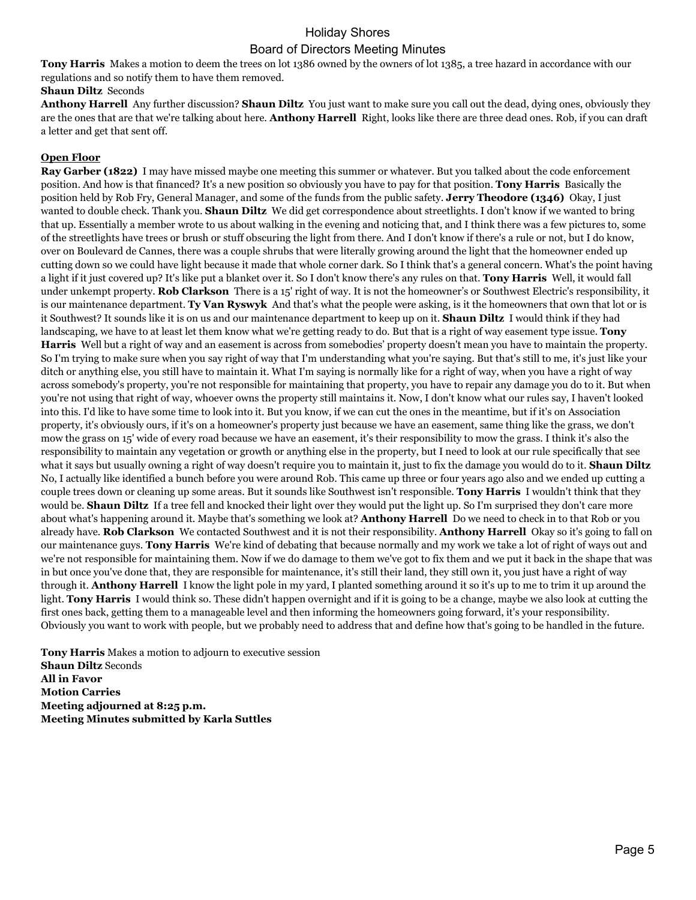**Tony Harris** Makes a motion to deem the trees on lot 1386 owned by the owners of lot 1385, a tree hazard in accordance with our regulations and so notify them to have them removed.

**Shaun Diltz** Seconds

**Anthony Harrell** Any further discussion? **Shaun Diltz** You just want to make sure you call out the dead, dying ones, obviously they are the ones that are that we're talking about here. **Anthony Harrell** Right, looks like there are three dead ones. Rob, if you can draft a letter and get that sent off.

**Open Floor**

**Ray Garber (1822)** I may have missed maybe one meeting this summer or whatever. But you talked about the code enforcement position. And how is that financed? It's a new position so obviously you have to pay for that position. **Tony Harris** Basically the position held by Rob Fry, General Manager, and some of the funds from the public safety. **Jerry Theodore (1346)** Okay, I just wanted to double check. Thank you. **Shaun Diltz** We did get correspondence about streetlights. I don't know if we wanted to bring that up. Essentially a member wrote to us about walking in the evening and noticing that, and I think there was a few pictures to, some of the streetlights have trees or brush or stuff obscuring the light from there. And I don't know if there's a rule or not, but I do know, over on Boulevard de Cannes, there was a couple shrubs that were literally growing around the light that the homeowner ended up cutting down so we could have light because it made that whole corner dark. So I think that's a general concern. What's the point having a light if it just covered up? It's like put a blanket over it. So I don't know there's any rules on that. **Tony Harris** Well, it would fall under unkempt property. **Rob Clarkson** There is a 15' right of way. It is not the homeowner's or Southwest Electric's responsibility, it is our maintenance department. **Ty Van Ryswyk** And that's what the people were asking, is it the homeowners that own that lot or is it Southwest? It sounds like it is on us and our maintenance department to keep up on it. **Shaun Diltz** I would think if they had landscaping, we have to at least let them know what we're getting ready to do. But that is a right of way easement type issue. **Tony Harris** Well but a right of way and an easement is across from somebodies' property doesn't mean you have to maintain the property. So I'm trying to make sure when you say right of way that I'm understanding what you're saying. But that's still to me, it's just like your ditch or anything else, you still have to maintain it. What I'm saying is normally like for a right of way, when you have a right of way across somebody's property, you're not responsible for maintaining that property, you have to repair any damage you do to it. But when you're not using that right of way, whoever owns the property still maintains it. Now, I don't know what our rules say, I haven't looked into this. I'd like to have some time to look into it. But you know, if we can cut the ones in the meantime, but if it's on Association property, it's obviously ours, if it's on a homeowner's property just because we have an easement, same thing like the grass, we don't mow the grass on 15' wide of every road because we have an easement, it's their responsibility to mow the grass. I think it's also the responsibility to maintain any vegetation or growth or anything else in the property, but I need to look at our rule specifically that see what it says but usually owning a right of way doesn't require you to maintain it, just to fix the damage you would do to it. **Shaun Diltz** No, I actually like identified a bunch before you were around Rob. This came up three or four years ago also and we ended up cutting a couple trees down or cleaning up some areas. But it sounds like Southwest isn't responsible. **Tony Harris** I wouldn't think that they would be. **Shaun Diltz** If a tree fell and knocked their light over they would put the light up. So I'm surprised they don't care more about what's happening around it. Maybe that's something we look at? **Anthony Harrell** Do we need to check in to that Rob or you already have. **Rob Clarkson** We contacted Southwest and it is not their responsibility. **Anthony Harrell** Okay so it's going to fall on our maintenance guys. **Tony Harris** We're kind of debating that because normally and my work we take a lot of right of ways out and we're not responsible for maintaining them. Now if we do damage to them we've got to fix them and we put it back in the shape that was in but once you've done that, they are responsible for maintenance, it's still their land, they still own it, you just have a right of way through it. **Anthony Harrell** I know the light pole in my yard, I planted something around it so it's up to me to trim it up around the light. **Tony Harris** I would think so. These didn't happen overnight and if it is going to be a change, maybe we also look at cutting the first ones back, getting them to a manageable level and then informing the homeowners going forward, it's your responsibility. Obviously you want to work with people, but we probably need to address that and define how that's going to be handled in the future.

**Tony Harris** Makes a motion to adjourn to executive session
**Shaun Diltz** Seconds
**All in Favor**
**Motion Carries**
**Meeting adjourned at 8:25 p.m.**
**Meeting Minutes submitted by Karla Suttles**